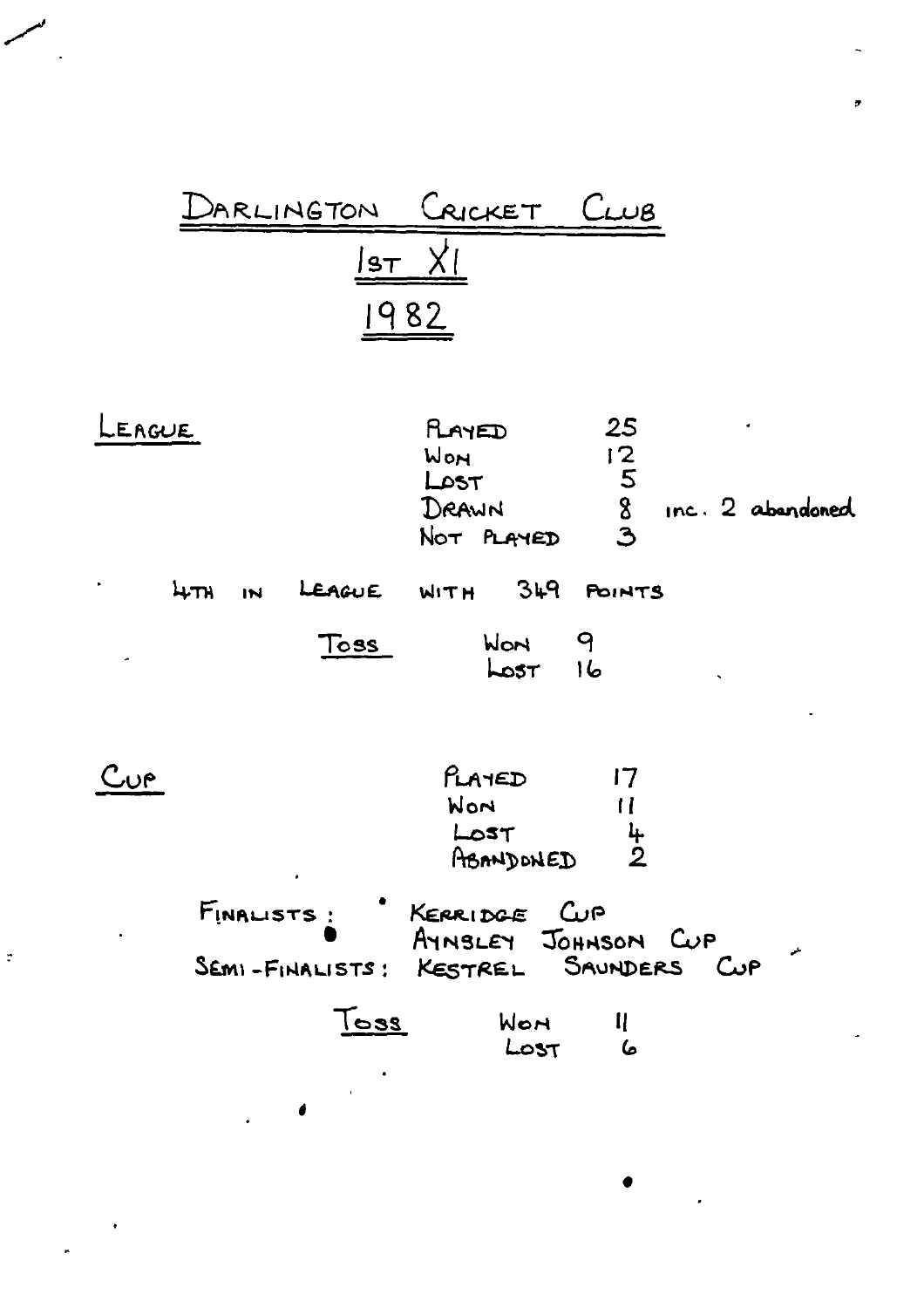# DARLINGTON CRICKET CLUB

## 1ST XI

## 1982

**LEAGUE**

| | | |
|---|---|---|
| PLAYED | 25 | |
| WON | 12 | |
| LOST | 5 | |
| DRAWN | 8 | inc. 2 abandoned |
| NOT PLAYED | 3 | |

4TH IN LEAGUE WITH 349 POINTS

**TOSS**

| | |
|---|---|
| WON | 9 |
| LOST | 16 |

**CUP**

| | |
|---|---|
| PLAYED | 17 |
| WON | 11 |
| LOST | 4 |
| ABANDONED | 2 |

FINALISTS: KERRIDGE CUP
AYNSLEY JOHNSON CUP

SEMI-FINALISTS: KESTREL SAUNDERS CUP

**TOSS**

| | |
|---|---|
| WON | 11 |
| LOST | 6 |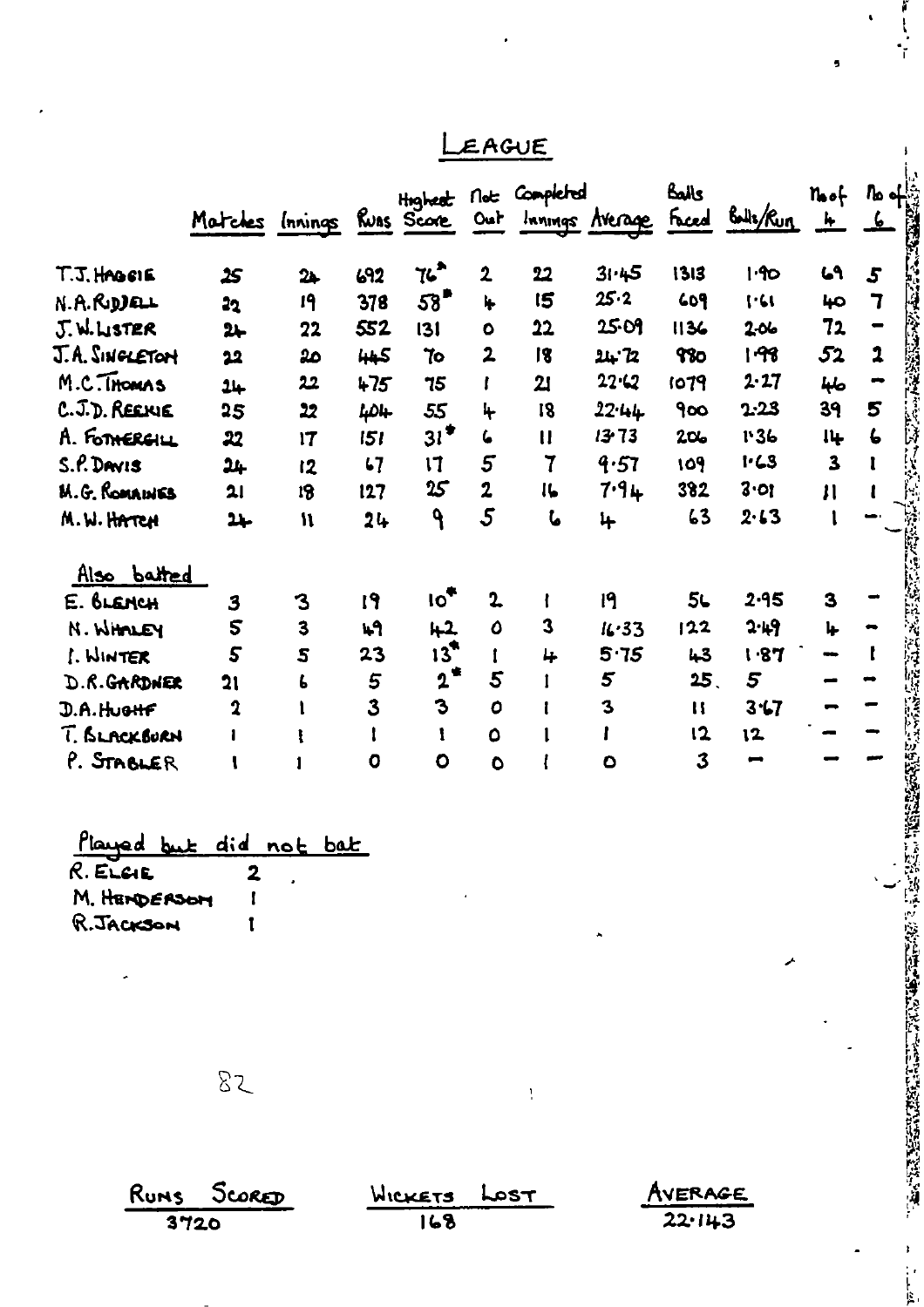# LEAGUE

| | Matches | Innings | Runs | Highest Score | Not Out | Completed Innings | Average | Balls Faced | Balls/Run | No of 4 | No of 6 |
|---|---|---|---|---|---|---|---|---|---|---|---|
| T.J. HAGGIE | 25 | 24 | 692 | 76* | 2 | 22 | 31·45 | 1313 | 1·90 | 69 | 5 |
| N.A. RIDDELL | 22 | 19 | 378 | 58* | 4 | 15 | 25·2 | 609 | 1·61 | 40 | 7 |
| J.W. LISTER | 24 | 22 | 552 | 131 | 0 | 22 | 25·09 | 1136 | 2·06 | 72 | – |
| J.A. SINGLETON | 22 | 20 | 445 | 70 | 2 | 18 | 24·72 | 980 | 1·98 | 52 | 2 |
| M.C. THOMAS | 24 | 22 | 475 | 75 | 1 | 21 | 22·62 | 1079 | 2·27 | 46 | – |
| C.J.D. REEKIE | 25 | 22 | 404 | 55 | 4 | 18 | 22·44 | 900 | 2·23 | 39 | 5 |
| A. FOTHERGILL | 22 | 17 | 151 | 31* | 6 | 11 | 13·73 | 206 | 1·36 | 14 | 6 |
| S.P. DAVIS | 24 | 12 | 67 | 17 | 5 | 7 | 9·57 | 109 | 1·63 | 3 | 1 |
| M.G. ROMAINES | 21 | 18 | 127 | 25 | 2 | 16 | 7·94 | 382 | 3·01 | 11 | 1 |
| M.W. HATCH | 24 | 11 | 24 | 9 | 5 | 6 | 4 | 63 | 2·63 | 1 | – |
| **Also batted** | | | | | | | | | | | |
| E. BLENCH | 3 | 3 | 19 | 10* | 2 | 1 | 19 | 56 | 2·95 | 3 | – |
| N. WHALEY | 5 | 3 | 49 | 42 | 0 | 3 | 16·33 | 122 | 2·49 | 4 | – |
| I. WINTER | 5 | 5 | 23 | 13* | 1 | 4 | 5·75 | 43 | 1·87 | – | 1 |
| D.R. GARDNER | 21 | 6 | 5 | 2* | 5 | 1 | 5 | 25 | 5 | – | – |
| D.A. HUGHF | 2 | 1 | 3 | 3 | 0 | 1 | 3 | 11 | 3·67 | – | – |
| T. BLACKBURN | 1 | 1 | 1 | 1 | 0 | 1 | 1 | 12 | 12 | – | – |
| P. STABLER | 1 | 1 | 0 | 0 | 0 | 1 | 0 | 3 | – | – | – |

**Played but did not bat**

| | |
|---|---|
| R. ELGIE | 2 |
| M. HENDERSON | 1 |
| R. JACKSON | 1 |

82

| RUNS SCORED | WICKETS LOST | AVERAGE |
|---|---|---|
| 3720 | 168 | 22·143 |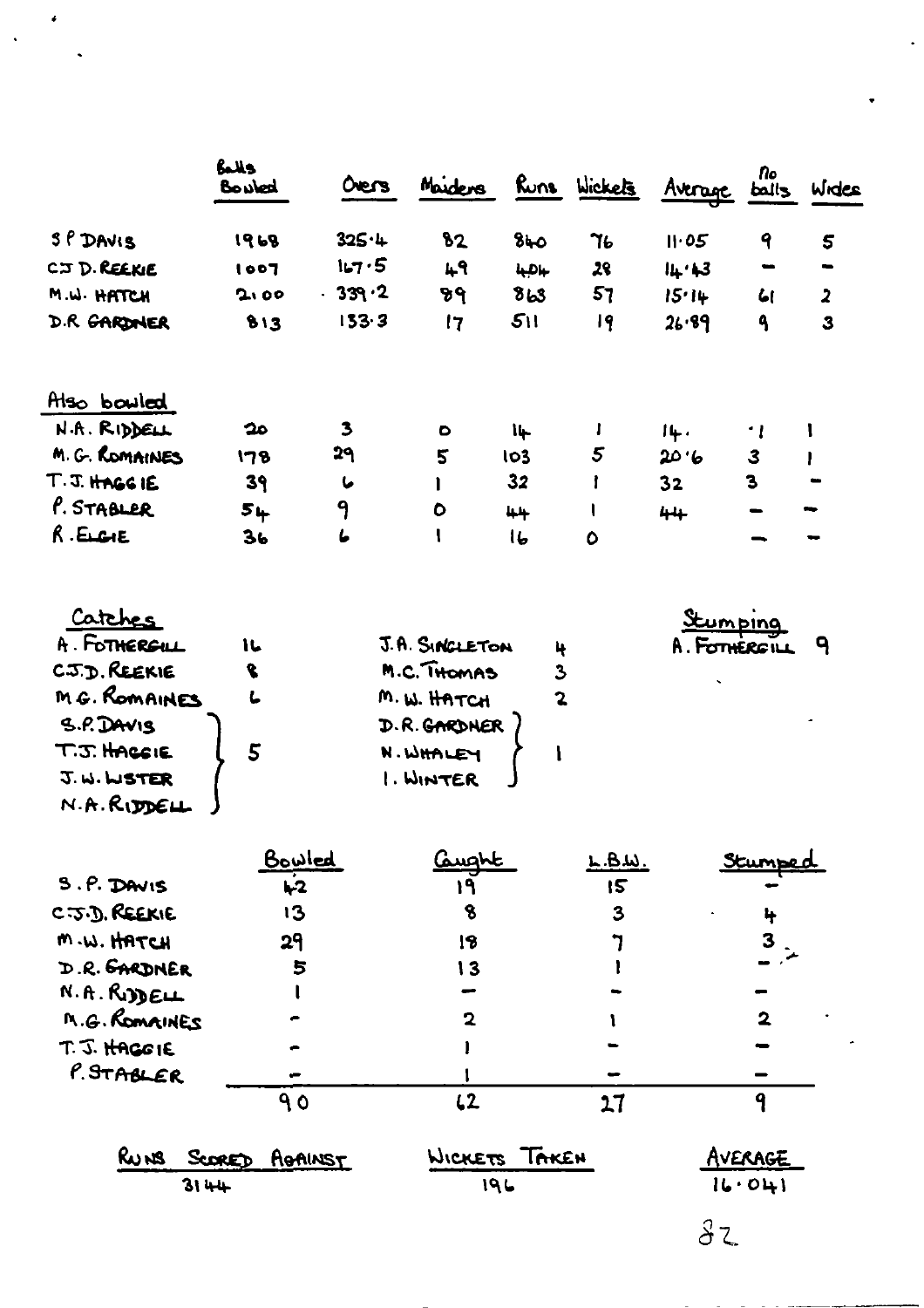| | Balls Bowled | Overs | Maidens | Runs | Wickets | Average | No balls | Wides |
|---|---|---|---|---|---|---|---|---|
| S P DAVIS | 1968 | 325·4 | 82 | 840 | 76 | 11·05 | 9 | 5 |
| C J D. REEKIE | 1007 | 167·5 | 49 | 404 | 28 | 14·43 | – | – |
| M.W. HATCH | 2100 | 339·2 | 89 | 863 | 57 | 15·14 | 61 | 2 |
| D.R GARDNER | 813 | 133·3 | 17 | 511 | 19 | 26·89 | 9 | 3 |

## Also bowled

| | Balls Bowled | Overs | Maidens | Runs | Wickets | Average | No balls | Wides |
|---|---|---|---|---|---|---|---|---|
| N.A. RIDDELL | 20 | 3 | 0 | 14 | 1 | 14· | ·1 | 1 |
| M. G. ROMAINES | 178 | 29 | 5 | 103 | 5 | 20·6 | 3 | 1 |
| T.J. HAGGIE | 39 | 6 | 1 | 32 | 1 | 32 | 3 | – |
| P. STABLER | 54 | 9 | 0 | 44 | 1 | 44 | – | – |
| R. ELGIE | 36 | 6 | 1 | 16 | 0 | | – | – |

## Catches

| | | | |
|---|---|---|---|
| A. FOTHERGILL | 16 | J.A. SINGLETON | 4 |
| C.J.D. REEKIE | 8 | M.C. THOMAS | 3 |
| M.G. ROMAINES | 6 | M.W. HATCH | 2 |
| S.P. DAVIS | 5 | D.R. GARDNER | 1 |
| T.J. HAGGIE | 5 | N. WHALEY | 1 |
| J.W. LISTER | 5 | I. WINTER | 1 |
| N.A. RIDDELL | 5 | | |

## Stumping

A. FOTHERGILL 9

| | Bowled | Caught | L.B.W. | Stumped |
|---|---|---|---|---|
| S.P. DAVIS | 42 | 19 | 15 | – |
| C.J.D. REEKIE | 13 | 8 | 3 | 4 |
| M.W. HATCH | 29 | 18 | 7 | 3 |
| D.R. GARDNER | 5 | 13 | 1 | – |
| N.A. RIDDELL | 1 | – | – | – |
| M.G. ROMAINES | – | 2 | 1 | 2 |
| T.J. HAGGIE | – | 1 | – | – |
| P. STABLER | – | 1 | – | – |
| | 90 | 62 | 27 | 9 |

| RUNS SCORED AGAINST | WICKETS TAKEN | AVERAGE |
|---|---|---|
| 3144 | 196 | 16·041 |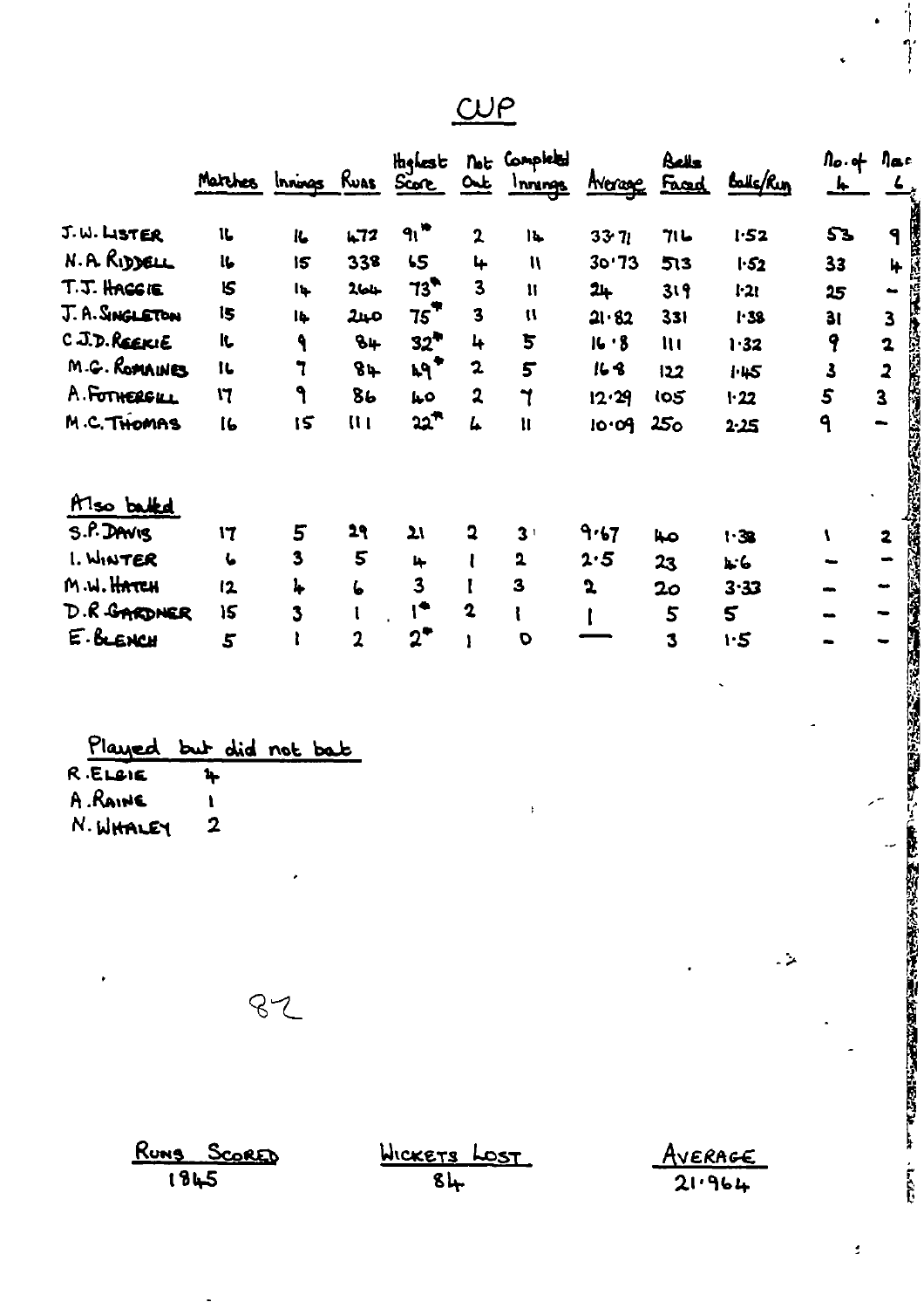# CUP

| | Matches | Innings | Runs | Highest Score | Not Out | Completed Innings | Average | Balls Faced | Balls/Run | No. of 4 | No. of 6 |
|---|---|---|---|---|---|---|---|---|---|---|---|
| J.W. LISTER | 16 | 16 | 472 | 91* | 2 | 14 | 33·71 | 716 | 1·52 | 53 | 9 |
| N.A. RIDDELL | 16 | 15 | 338 | 65 | 4 | 11 | 30·73 | 513 | 1·52 | 33 | 4 |
| T.J. HAGGIE | 15 | 14 | 264 | 73* | 3 | 11 | 24 | 319 | 1·21 | 25 | – |
| J.A. SINGLETON | 15 | 14 | 240 | 75* | 3 | 11 | 21·82 | 331 | 1·38 | 31 | 3 |
| C.J.D. REEKIE | 16 | 9 | 84 | 32* | 4 | 5 | 16·8 | 111 | 1·32 | 9 | 2 |
| M.G. ROMAINES | 16 | 7 | 84 | 49* | 2 | 5 | 16·8 | 122 | 1·45 | 3 | 2 |
| A. FOTHERGILL | 17 | 9 | 86 | 40 | 2 | 7 | 12·29 | 105 | 1·22 | 5 | 3 |
| M.C. THOMAS | 16 | 15 | 111 | 22* | 4 | 11 | 10·09 | 250 | 2·25 | 9 | – |

**Also batted**

| | Matches | Innings | Runs | Highest Score | Not Out | Completed Innings | Average | Balls Faced | Balls/Run | No. of 4 | No. of 6 |
|---|---|---|---|---|---|---|---|---|---|---|---|
| S.P. DAVIS | 17 | 5 | 29 | 21 | 2 | 3 | 9·67 | 40 | 1·38 | 1 | 2 |
| I. WINTER | 6 | 3 | 5 | 4 | 1 | 2 | 2·5 | 23 | 4·6 | – | – |
| M.W. HATCH | 12 | 4 | 6 | 3 | 1 | 3 | 2 | 20 | 3·33 | – | – |
| D.R. GARDNER | 15 | 3 | 1 | 1* | 2 | 1 | 1 | 5 | 5 | – | – |
| E. BLENCH | 5 | 1 | 2 | 2* | 1 | 0 | — | 3 | 1·5 | – | – |

**Played but did not bat**

| | |
|---|---|
| R. ELGIE | 4 |
| A. RAINE | 1 |
| N. WHALEY | 2 |

82

| RUNS SCORED | WICKETS LOST | AVERAGE |
|---|---|---|
| 1845 | 84 | 21·964 |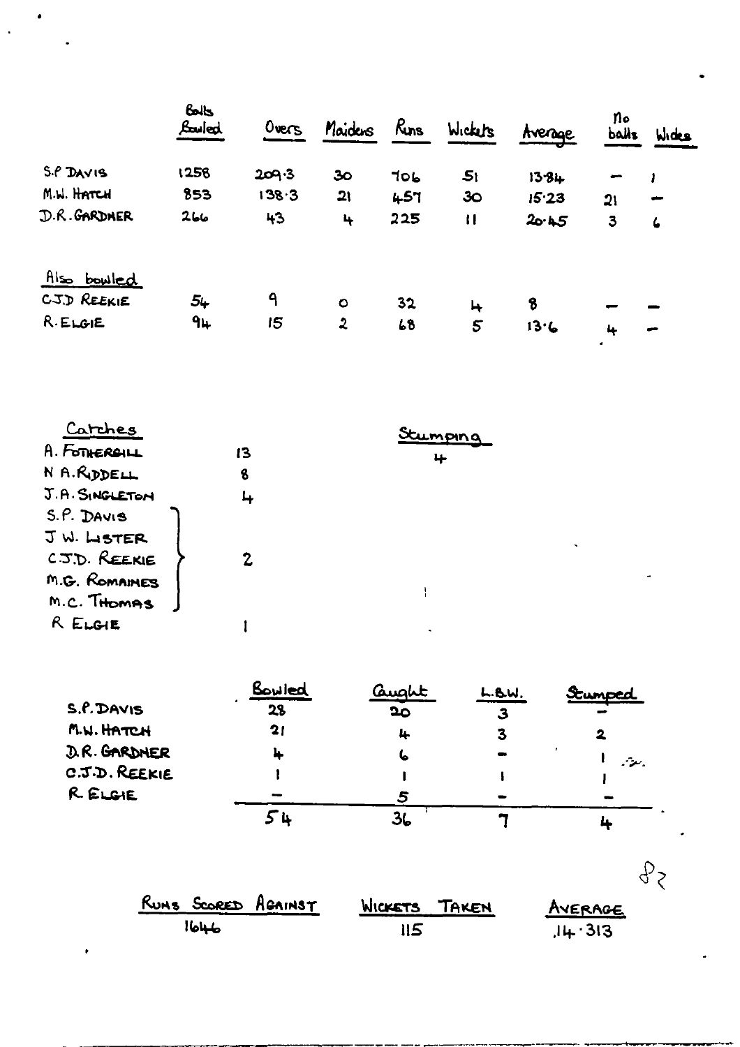| | Balls Bowled | Overs | Maidens | Runs | Wickets | Average | No balls | Wides |
|---|---|---|---|---|---|---|---|---|
| S.P DAVIS | 1258 | 209·3 | 30 | 706 | 51 | 13·84 | — | 1 |
| M.W. HATCH | 853 | 138·3 | 21 | 457 | 30 | 15·23 | 21 | — |
| D.R. GARDNER | 266 | 43 | 4 | 225 | 11 | 20·45 | 3 | 6 |
| *Also bowled* | | | | | | | | |
| C.J.D REEKIE | 54 | 9 | 0 | 32 | 4 | 8 | — | — |
| R. ELGIE | 94 | 15 | 2 | 68 | 5 | 13·6 | 4 | — |

| Catches | | Stumping |
|---|---|---|
| A. FOTHERGILL | 13 | 4 |
| N A. RIDDELL | 8 | |
| J.A. SINGLETON | 4 | |
| S.P. DAVIS | 2 | |
| J W. LISTER | 2 | |
| C.J.D. REEKIE | 2 | |
| M.G. ROMAINES | 2 | |
| M.C. THOMAS | 2 | |
| R ELGIE | 1 | |

| | Bowled | Caught | L.B.W. | Stumped |
|---|---|---|---|---|
| S.P. DAVIS | 28 | 20 | 3 | — |
| M.W. HATCH | 21 | 4 | 3 | 2 |
| D.R. GARDNER | 4 | 6 | — | 1 |
| C.J.D. REEKIE | 1 | 1 | 1 | 1 |
| R. ELGIE | — | 5 | — | — |
| | 54 | 36 | 7 | 4 |

| RUNS SCORED AGAINST | WICKETS TAKEN | AVERAGE |
|---|---|---|
| 1646 | 115 | 14·313 |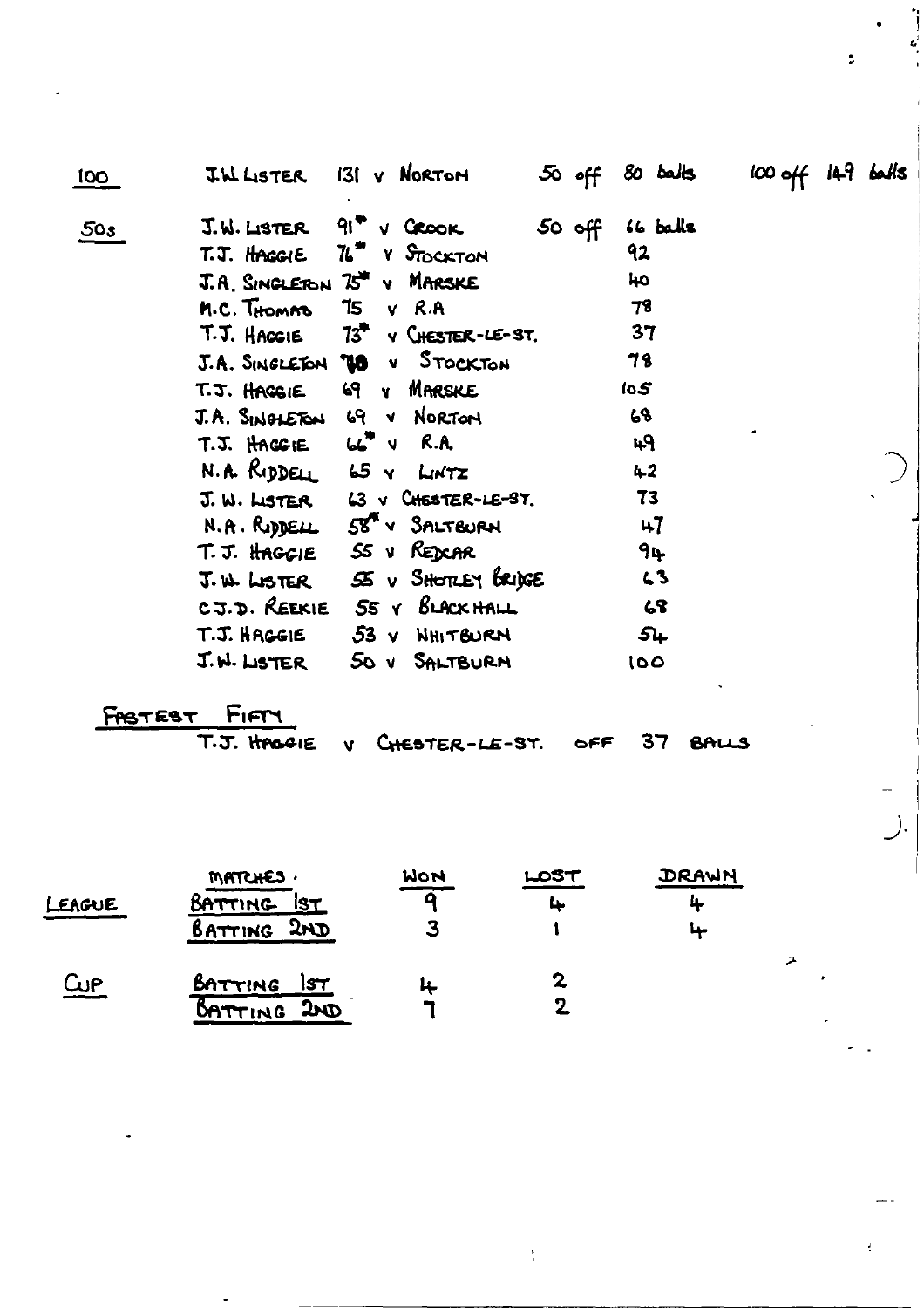| | | | | |
|---|---|---|---|---|
| **100** | J.W. LISTER | 131 v NORTON | 50 off 80 balls | 100 off 149 balls |
| **50s** | J.W. LISTER | 91* v CROOK | 50 off 66 balls | |
| | T.J. HAGGIE | 76* v STOCKTON | 92 | |
| | J.A. SINGLETON | 75* v MARSKE | 40 | |
| | M.C. THOMAS | 75 v R.A | 78 | |
| | T.J. HAGGIE | 73* v CHESTER-LE-ST. | 37 | |
| | J.A. SINGLETON | 70 v STOCKTON | 78 | |
| | T.J. HAGGIE | 69 v MARSKE | 105 | |
| | J.A. SINGLETON | 69 v NORTON | 68 | |
| | T.J. HAGGIE | 66* v R.A. | 49 | |
| | N.A. RIDDELL | 65 v LINTZ | 42 | |
| | J.W. LISTER | 63 v CHESTER-LE-ST. | 73 | |
| | N.A. RIDDELL | 58* v SALTBURN | 47 | |
| | T.J. HAGGIE | 55 v REDCAR | 94 | |
| | J.W. LISTER | 55 v SHOTLEY BRIDGE | 63 | |
| | C.J.D. REEKIE | 55 v BLACKHALL | 68 | |
| | T.J. HAGGIE | 53 v WHITBURN | 54 | |
| | J.W. LISTER | 50 v SALTBURN | 100 | |

**FASTEST FIFTY**

T.J. HAGGIE v CHESTER-LE-ST. OFF 37 BALLS

| | MATCHES. | WON | LOST | DRAWN |
|---|---|---|---|---|
| LEAGUE | BATTING 1ST | 9 | 4 | 4 |
| | BATTING 2ND | 3 | 1 | 4 |
| CUP | BATTING 1ST | 4 | 2 | |
| | BATTING 2ND | 7 | 2 | |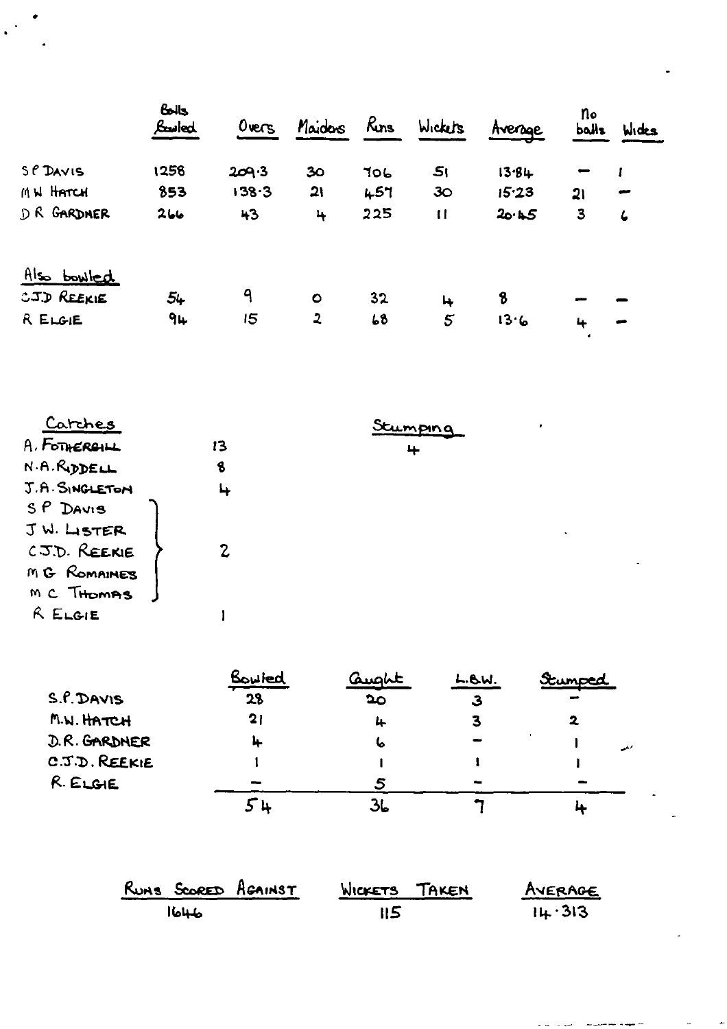| | Balls Bowled | Overs | Maidens | Runs | Wickets | Average | No balls | Wides |
|---|---|---|---|---|---|---|---|---|
| S P DAVIS | 1258 | 209·3 | 30 | 706 | 51 | 13·84 | – | 1 |
| M W HATCH | 853 | 138·3 | 21 | 457 | 30 | 15·23 | 21 | – |
| D R GARDNER | 266 | 43 | 4 | 225 | 11 | 20·45 | 3 | 6 |
| **Also bowled** | | | | | | | | |
| C.J.D REEKIE | 54 | 9 | 0 | 32 | 4 | 8 | – | – |
| R ELGIE | 94 | 15 | 2 | 68 | 5 | 13·6 | 4 | – |

**Catches**

| | |
|---|---|
| A. FOTHERGILL | 13 |
| N.A. RIDDELL | 8 |
| J.A. SINGLETON | 4 |
| S P DAVIS, J W. LISTER, C.J.D. REEKIE, M G ROMAINES, M C THOMAS | 2 |
| R ELGIE | 1 |

**Stumping**

4

| | Bowled | Caught | L.B.W. | Stumped |
|---|---|---|---|---|
| S.P. DAVIS | 28 | 20 | 3 | – |
| M.W. HATCH | 21 | 4 | 3 | 2 |
| D.R. GARDNER | 4 | 6 | – | 1 |
| C.J.D. REEKIE | 1 | 1 | 1 | 1 |
| R. ELGIE | – | 5 | – | – |
| | 54 | 36 | 7 | 4 |

| Runs Scored Against | Wickets Taken | Average |
|---|---|---|
| 1646 | 115 | 14·313 |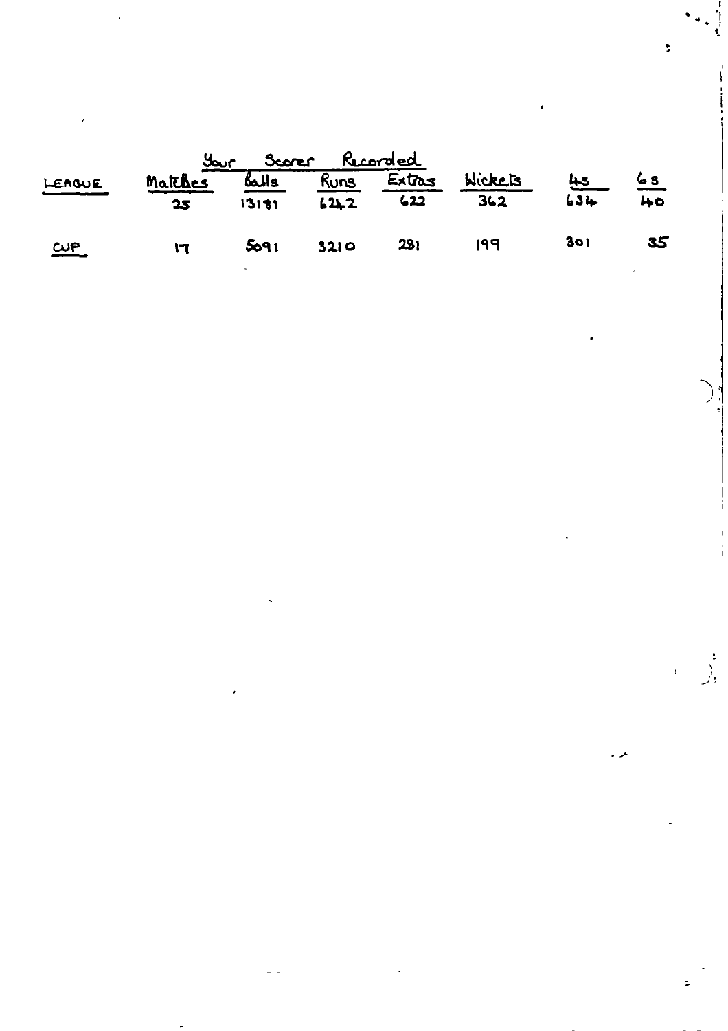Your Scorer Recorded

| | Matches | Balls | Runs | Extras | Wickets | 4s | 6s |
|---|---|---|---|---|---|---|---|
| LEAGUE | 25 | 13181 | 6242 | 622 | 362 | 634 | 40 |
| CUP | 17 | 5091 | 3210 | 281 | 199 | 301 | 35 |